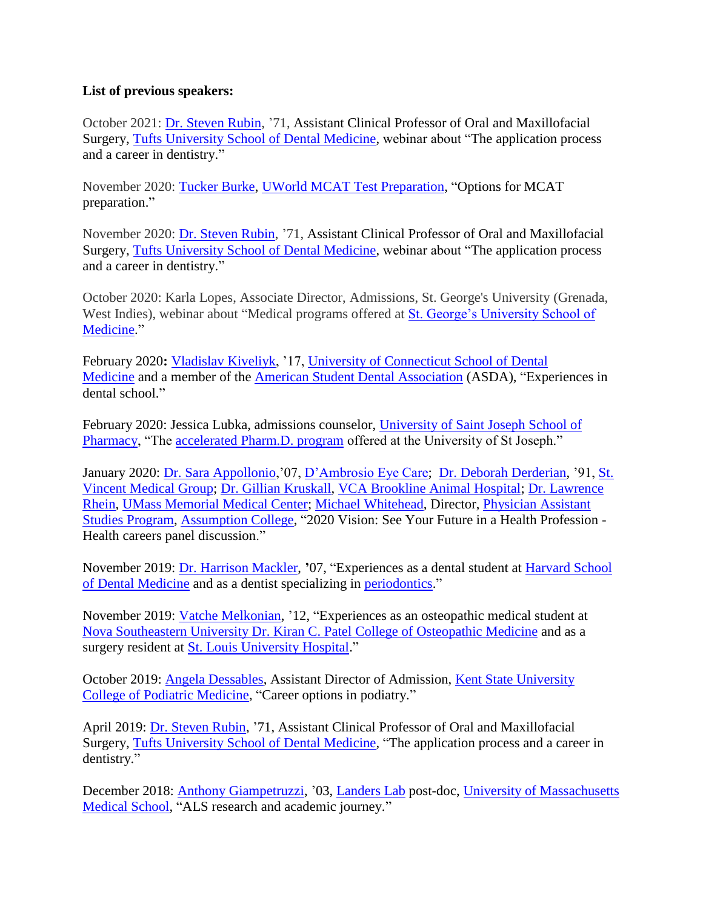**List of previous speakers:**

October 2021: Dr. Steven Rubin, '71, Assistant Clinical Professor of Oral and Maxillofacial Surgery, Tufts University School of Dental Medicine, webinar about "The application process and a career in dentistry."

November 2020: Tucker Burke, UWorld MCAT Test Preparation, "Options for MCAT preparation."

November 2020: Dr. Steven Rubin, '71, Assistant Clinical Professor of Oral and Maxillofacial Surgery, Tufts University School of Dental Medicine, webinar about "The application process and a career in dentistry."

October 2020: Karla Lopes, Associate Director, Admissions, St. George's University (Grenada, West Indies), webinar about "Medical programs offered at St. George's University School of Medicine."

February 2020**:** Vladislav Kiveliyk, '17, University of Connecticut School of Dental Medicine and a member of the American Student Dental Association (ASDA), "Experiences in dental school."

February 2020: Jessica Lubka, admissions counselor, University of Saint Joseph School of Pharmacy, "The accelerated Pharm.D. program offered at the University of St Joseph."

January 2020: Dr. Sara Appollonio,'07, D'Ambrosio Eye Care; Dr. Deborah Derderian, '91, St. Vincent Medical Group; Dr. Gillian Kruskall, VCA Brookline Animal Hospital; Dr. Lawrence Rhein, UMass Memorial Medical Center; Michael Whitehead, Director, Physician Assistant Studies Program, Assumption College, "2020 Vision: See Your Future in a Health Profession - Health careers panel discussion."

November 2019: Dr. Harrison Mackler, **'**07, "Experiences as a dental student at Harvard School of Dental Medicine and as a dentist specializing in periodontics."

November 2019: Vatche Melkonian, '12, "Experiences as an osteopathic medical student at Nova Southeastern University Dr. Kiran C. Patel College of Osteopathic Medicine and as a surgery resident at St. Louis University Hospital."

October 2019: Angela Dessables, Assistant Director of Admission, Kent State University College of Podiatric Medicine, "Career options in podiatry."

April 2019: Dr. Steven Rubin, '71, Assistant Clinical Professor of Oral and Maxillofacial Surgery, Tufts University School of Dental Medicine, "The application process and a career in dentistry."

December 2018: Anthony Giampetruzzi, '03, Landers Lab post-doc, University of Massachusetts Medical School, "ALS research and academic journey."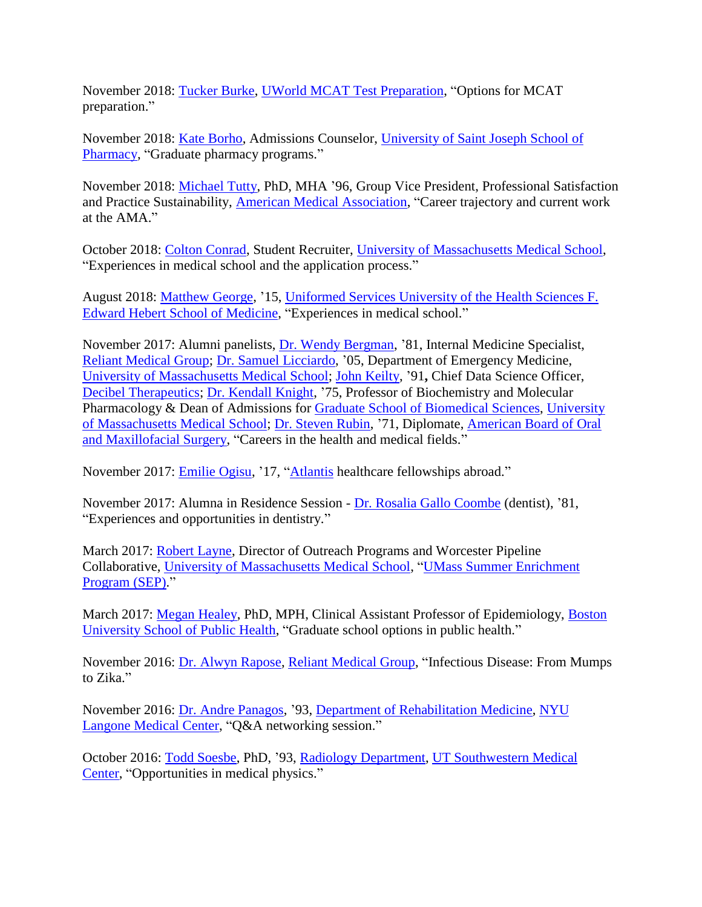November 2018: Tucker Burke, UWorld MCAT Test Preparation, "Options for MCAT preparation."

November 2018: Kate Borho, Admissions Counselor, University of Saint Joseph School of Pharmacy, "Graduate pharmacy programs."

November 2018: Michael Tutty, PhD, MHA '96, Group Vice President, Professional Satisfaction and Practice Sustainability, American Medical Association, "Career trajectory and current work at the AMA."

October 2018: Colton Conrad, Student Recruiter, University of Massachusetts Medical School, "Experiences in medical school and the application process."

August 2018: Matthew George, '15, Uniformed Services University of the Health Sciences F. Edward Hebert School of Medicine, "Experiences in medical school."

November 2017: Alumni panelists, Dr. Wendy Bergman, '81, Internal Medicine Specialist, Reliant Medical Group; Dr. Samuel Licciardo, '05, Department of Emergency Medicine, University of Massachusetts Medical School; John Keilty, '91**,** Chief Data Science Officer, Decibel Therapeutics; Dr. Kendall Knight, '75, Professor of Biochemistry and Molecular Pharmacology & Dean of Admissions for Graduate School of Biomedical Sciences, University of Massachusetts Medical School; Dr. Steven Rubin, '71, Diplomate, American Board of Oral and Maxillofacial Surgery, "Careers in the health and medical fields."

November 2017: Emilie Ogisu, '17, "Atlantis healthcare fellowships abroad."

November 2017: Alumna in Residence Session - Dr. Rosalia Gallo Coombe (dentist), '81, "Experiences and opportunities in dentistry."

March 2017: Robert Layne, Director of Outreach Programs and Worcester Pipeline Collaborative, University of Massachusetts Medical School, "UMass Summer Enrichment Program (SEP)."

March 2017: Megan Healey, PhD, MPH, Clinical Assistant Professor of Epidemiology, Boston University School of Public Health, "Graduate school options in public health."

November 2016: Dr. Alwyn Rapose, Reliant Medical Group, "Infectious Disease: From Mumps to Zika."

November 2016: Dr. Andre Panagos, '93, Department of Rehabilitation Medicine, NYU Langone Medical Center, "Q&A networking session."

October 2016: Todd Soesbe, PhD, '93, Radiology Department, UT Southwestern Medical Center, "Opportunities in medical physics."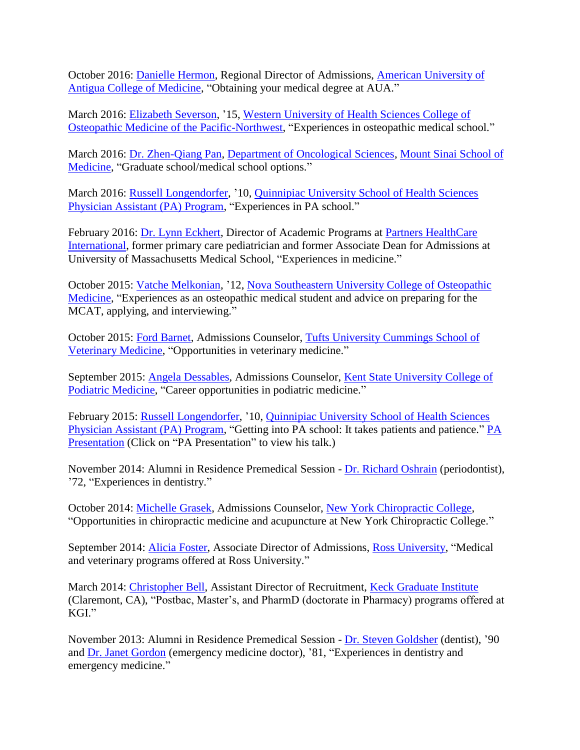October 2016: Danielle Hermon, Regional Director of Admissions, American University of Antigua College of Medicine, "Obtaining your medical degree at AUA."

March 2016: Elizabeth Severson, '15, Western University of Health Sciences College of Osteopathic Medicine of the Pacific-Northwest, "Experiences in osteopathic medical school."

March 2016: Dr. Zhen-Qiang Pan, Department of Oncological Sciences, Mount Sinai School of Medicine, "Graduate school/medical school options."

March 2016: Russell Longendorfer, '10, Quinnipiac University School of Health Sciences Physician Assistant (PA) Program, "Experiences in PA school."

February 2016: Dr. Lynn Eckhert, Director of Academic Programs at Partners HealthCare International, former primary care pediatrician and former Associate Dean for Admissions at University of Massachusetts Medical School, "Experiences in medicine."

October 2015: Vatche Melkonian, '12, Nova Southeastern University College of Osteopathic Medicine, "Experiences as an osteopathic medical student and advice on preparing for the MCAT, applying, and interviewing."

October 2015: Ford Barnet, Admissions Counselor, Tufts University Cummings School of Veterinary Medicine, "Opportunities in veterinary medicine."

September 2015: Angela Dessables, Admissions Counselor, Kent State University College of Podiatric Medicine, "Career opportunities in podiatric medicine."

February 2015: Russell Longendorfer, '10, Quinnipiac University School of Health Sciences Physician Assistant (PA) Program, "Getting into PA school: It takes patients and patience." PA Presentation (Click on "PA Presentation" to view his talk.)

November 2014: Alumni in Residence Premedical Session - Dr. Richard Oshrain (periodontist), '72, "Experiences in dentistry."

October 2014: Michelle Grasek, Admissions Counselor, New York Chiropractic College, "Opportunities in chiropractic medicine and acupuncture at New York Chiropractic College."

September 2014: Alicia Foster, Associate Director of Admissions, Ross University, "Medical and veterinary programs offered at Ross University."

March 2014: Christopher Bell, Assistant Director of Recruitment, Keck Graduate Institute (Claremont, CA), "Postbac, Master's, and PharmD (doctorate in Pharmacy) programs offered at KGI."

November 2013: Alumni in Residence Premedical Session - Dr. Steven Goldsher (dentist), '90 and Dr. Janet Gordon (emergency medicine doctor), '81, "Experiences in dentistry and emergency medicine."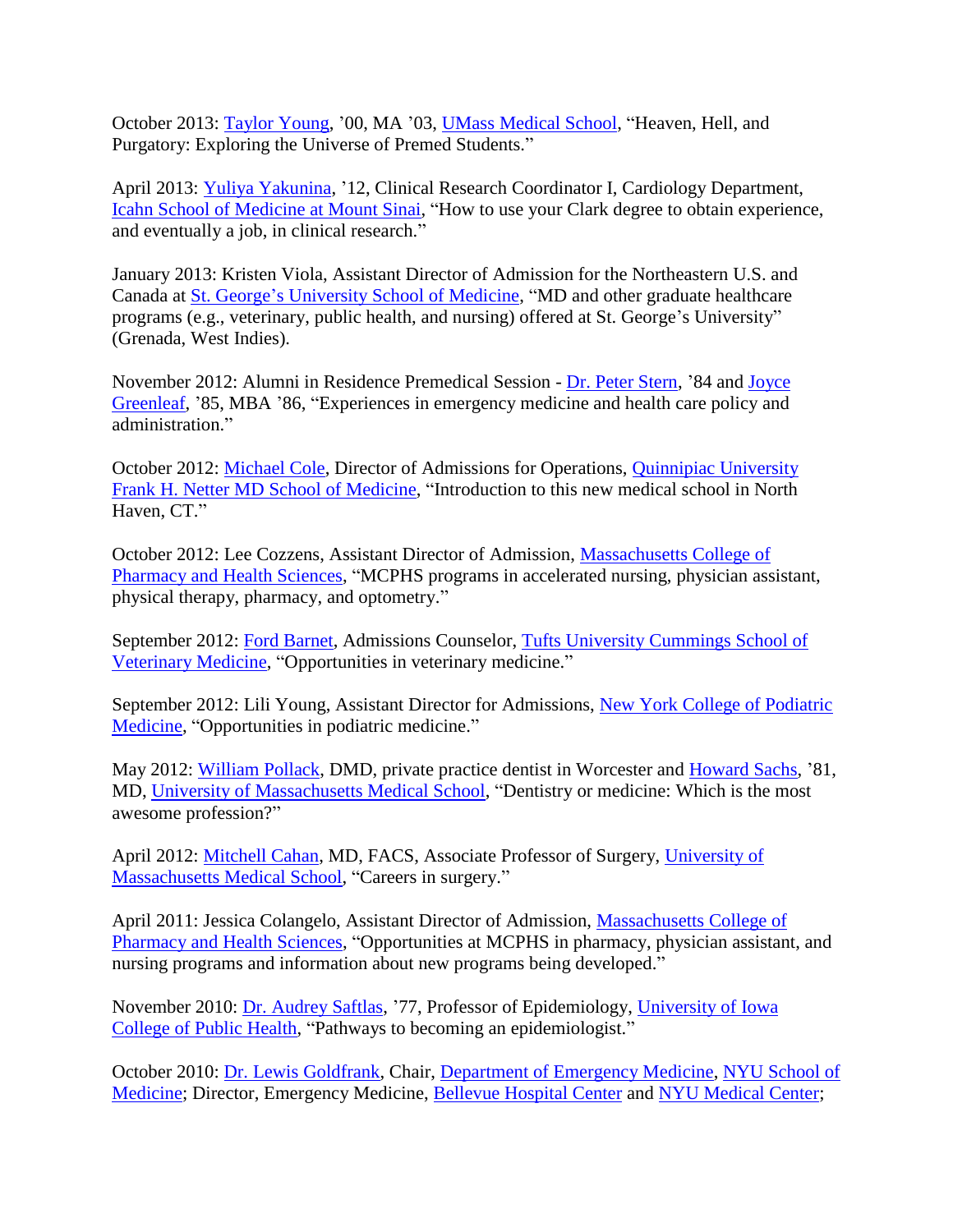October 2013: Taylor Young, '00, MA '03, UMass Medical School, "Heaven, Hell, and Purgatory: Exploring the Universe of Premed Students."

April 2013: Yuliya Yakunina, '12, Clinical Research Coordinator I, Cardiology Department, Icahn School of Medicine at Mount Sinai, "How to use your Clark degree to obtain experience, and eventually a job, in clinical research."

January 2013: Kristen Viola, Assistant Director of Admission for the Northeastern U.S. and Canada at St. George's University School of Medicine, "MD and other graduate healthcare programs (e.g., veterinary, public health, and nursing) offered at St. George's University" (Grenada, West Indies).

November 2012: Alumni in Residence Premedical Session - Dr. Peter Stern, '84 and Joyce Greenleaf, '85, MBA '86, "Experiences in emergency medicine and health care policy and administration."

October 2012: Michael Cole, Director of Admissions for Operations, Quinnipiac University Frank H. Netter MD School of Medicine, "Introduction to this new medical school in North Haven, CT."

October 2012: Lee Cozzens, Assistant Director of Admission, Massachusetts College of Pharmacy and Health Sciences, "MCPHS programs in accelerated nursing, physician assistant, physical therapy, pharmacy, and optometry."

September 2012: Ford Barnet, Admissions Counselor, Tufts University Cummings School of Veterinary Medicine, "Opportunities in veterinary medicine."

September 2012: Lili Young, Assistant Director for Admissions, New York College of Podiatric Medicine, "Opportunities in podiatric medicine."

May 2012: William Pollack, DMD, private practice dentist in Worcester and Howard Sachs, '81, MD, University of Massachusetts Medical School, "Dentistry or medicine: Which is the most awesome profession?"

April 2012: Mitchell Cahan, MD, FACS, Associate Professor of Surgery, University of Massachusetts Medical School, "Careers in surgery."

April 2011: Jessica Colangelo, Assistant Director of Admission, Massachusetts College of Pharmacy and Health Sciences, "Opportunities at MCPHS in pharmacy, physician assistant, and nursing programs and information about new programs being developed."

November 2010: Dr. Audrey Saftlas, '77, Professor of Epidemiology, University of Iowa College of Public Health, "Pathways to becoming an epidemiologist."

October 2010: Dr. Lewis Goldfrank, Chair, Department of Emergency Medicine, NYU School of Medicine; Director, Emergency Medicine, Bellevue Hospital Center and NYU Medical Center;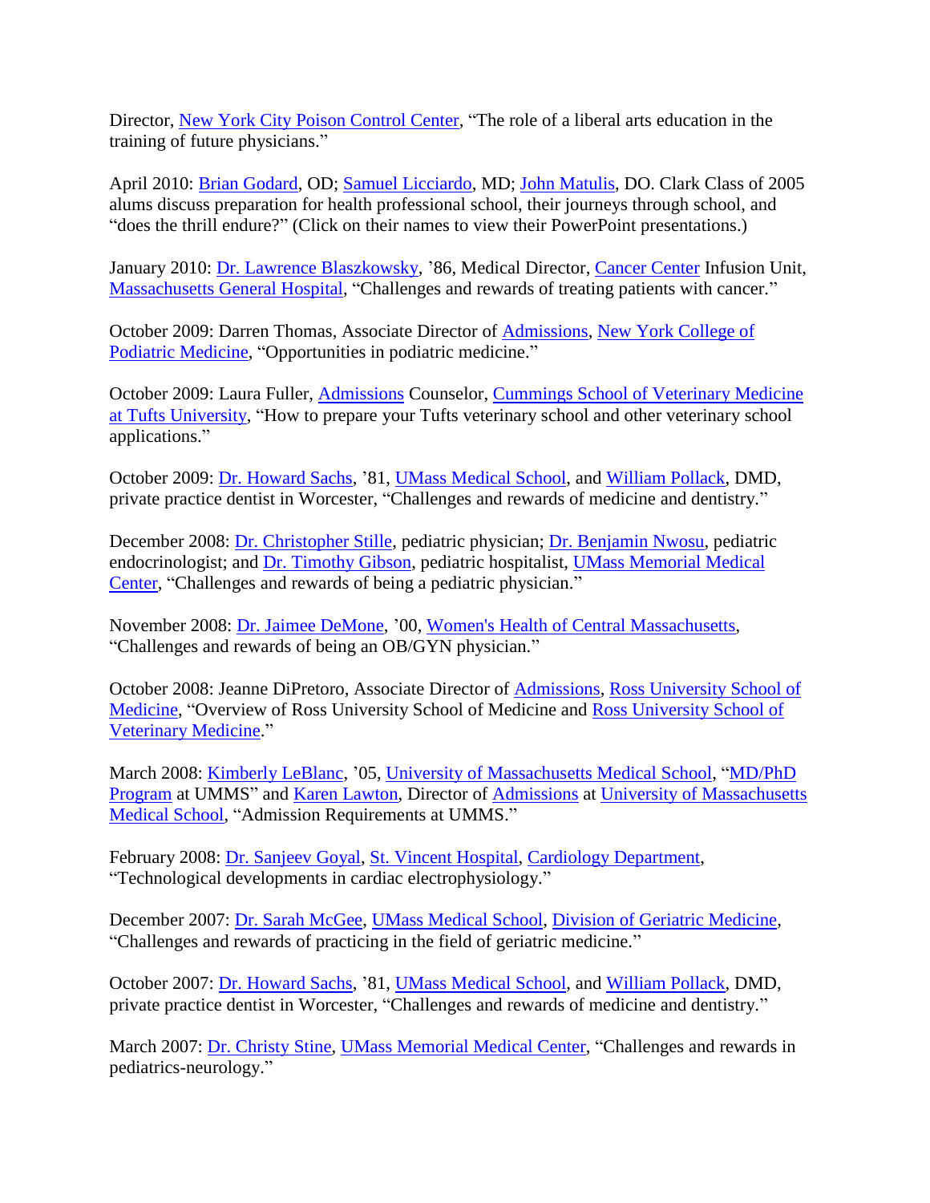Director, New York City Poison Control Center, "The role of a liberal arts education in the training of future physicians."

April 2010: Brian Godard, OD; Samuel Licciardo, MD; John Matulis, DO. Clark Class of 2005 alums discuss preparation for health professional school, their journeys through school, and "does the thrill endure?" (Click on their names to view their PowerPoint presentations.)

January 2010: Dr. Lawrence Blaszkowsky, '86, Medical Director, Cancer Center Infusion Unit, Massachusetts General Hospital, "Challenges and rewards of treating patients with cancer."

October 2009: Darren Thomas, Associate Director of Admissions, New York College of Podiatric Medicine, "Opportunities in podiatric medicine."

October 2009: Laura Fuller, Admissions Counselor, Cummings School of Veterinary Medicine at Tufts University, "How to prepare your Tufts veterinary school and other veterinary school applications."

October 2009: Dr. Howard Sachs, '81, UMass Medical School, and William Pollack, DMD, private practice dentist in Worcester, "Challenges and rewards of medicine and dentistry."

December 2008: Dr. Christopher Stille, pediatric physician; Dr. Benjamin Nwosu, pediatric endocrinologist; and Dr. Timothy Gibson, pediatric hospitalist, UMass Memorial Medical Center, "Challenges and rewards of being a pediatric physician."

November 2008: Dr. Jaimee DeMone, '00, Women's Health of Central Massachusetts, "Challenges and rewards of being an OB/GYN physician."

October 2008: Jeanne DiPretoro, Associate Director of Admissions, Ross University School of Medicine, "Overview of Ross University School of Medicine and Ross University School of Veterinary Medicine."

March 2008: Kimberly LeBlanc, '05, University of Massachusetts Medical School, "MD/PhD Program at UMMS" and Karen Lawton, Director of Admissions at University of Massachusetts Medical School, "Admission Requirements at UMMS."

February 2008: Dr. Sanjeev Goyal, St. Vincent Hospital, Cardiology Department, "Technological developments in cardiac electrophysiology."

December 2007: Dr. Sarah McGee, UMass Medical School, Division of Geriatric Medicine, "Challenges and rewards of practicing in the field of geriatric medicine."

October 2007: Dr. Howard Sachs, '81, UMass Medical School, and William Pollack, DMD, private practice dentist in Worcester, "Challenges and rewards of medicine and dentistry."

March 2007: Dr. Christy Stine, UMass Memorial Medical Center, "Challenges and rewards in pediatrics-neurology."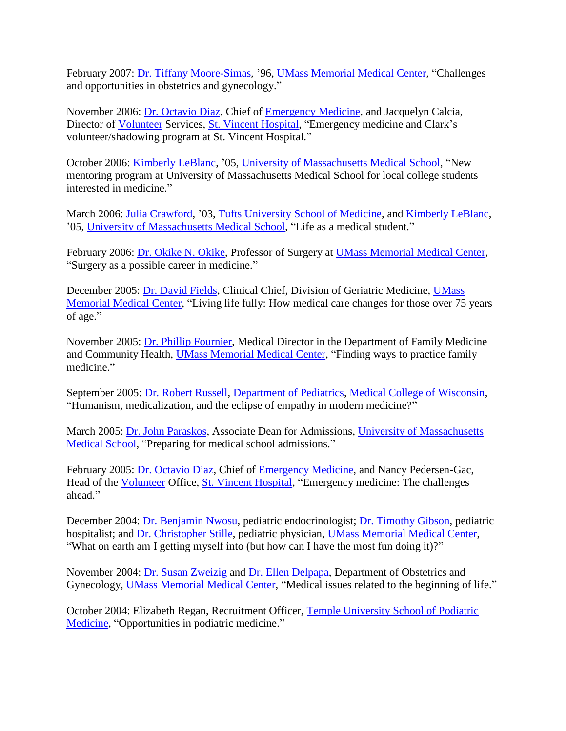February 2007: Dr. Tiffany Moore-Simas, ’96, UMass Memorial Medical Center, “Challenges and opportunities in obstetrics and gynecology.”

November 2006: Dr. Octavio Diaz, Chief of Emergency Medicine, and Jacquelyn Calcia, Director of Volunteer Services, St. Vincent Hospital, “Emergency medicine and Clark’s volunteer/shadowing program at St. Vincent Hospital.”

October 2006: Kimberly LeBlanc, ’05, University of Massachusetts Medical School, “New mentoring program at University of Massachusetts Medical School for local college students interested in medicine.”

March 2006: Julia Crawford, ’03, Tufts University School of Medicine, and Kimberly LeBlanc, ’05, University of Massachusetts Medical School, “Life as a medical student.”

February 2006: Dr. Okike N. Okike, Professor of Surgery at UMass Memorial Medical Center, “Surgery as a possible career in medicine.”

December 2005: Dr. David Fields, Clinical Chief, Division of Geriatric Medicine, UMass Memorial Medical Center, “Living life fully: How medical care changes for those over 75 years of age.”

November 2005: Dr. Phillip Fournier, Medical Director in the Department of Family Medicine and Community Health, UMass Memorial Medical Center, “Finding ways to practice family medicine.”

September 2005: Dr. Robert Russell, Department of Pediatrics, Medical College of Wisconsin, “Humanism, medicalization, and the eclipse of empathy in modern medicine?”

March 2005: Dr. John Paraskos, Associate Dean for Admissions, University of Massachusetts Medical School, “Preparing for medical school admissions.”

February 2005: Dr. Octavio Diaz, Chief of Emergency Medicine, and Nancy Pedersen-Gac, Head of the Volunteer Office, St. Vincent Hospital, “Emergency medicine: The challenges ahead.”

December 2004: Dr. Benjamin Nwosu, pediatric endocrinologist; Dr. Timothy Gibson, pediatric hospitalist; and Dr. Christopher Stille, pediatric physician, UMass Memorial Medical Center, “What on earth am I getting myself into (but how can I have the most fun doing it)?”

November 2004: Dr. Susan Zweizig and Dr. Ellen Delpapa, Department of Obstetrics and Gynecology, UMass Memorial Medical Center, “Medical issues related to the beginning of life.”

October 2004: Elizabeth Regan, Recruitment Officer, Temple University School of Podiatric Medicine, “Opportunities in podiatric medicine.”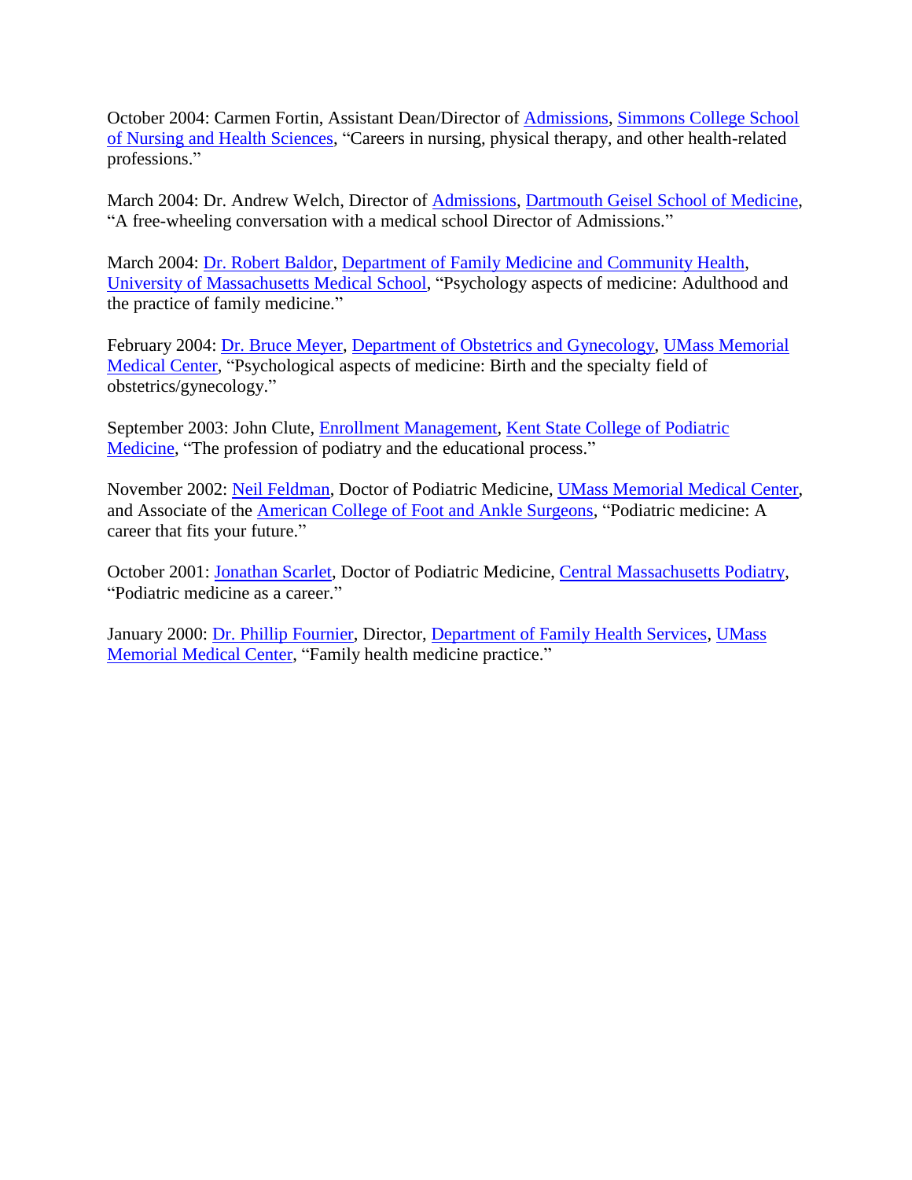October 2004: Carmen Fortin, Assistant Dean/Director of Admissions, Simmons College School of Nursing and Health Sciences, "Careers in nursing, physical therapy, and other health-related professions."

March 2004: Dr. Andrew Welch, Director of Admissions, Dartmouth Geisel School of Medicine, "A free-wheeling conversation with a medical school Director of Admissions."

March 2004: Dr. Robert Baldor, Department of Family Medicine and Community Health, University of Massachusetts Medical School, "Psychology aspects of medicine: Adulthood and the practice of family medicine."

February 2004: Dr. Bruce Meyer, Department of Obstetrics and Gynecology, UMass Memorial Medical Center, "Psychological aspects of medicine: Birth and the specialty field of obstetrics/gynecology."

September 2003: John Clute, Enrollment Management, Kent State College of Podiatric Medicine, "The profession of podiatry and the educational process."

November 2002: Neil Feldman, Doctor of Podiatric Medicine, UMass Memorial Medical Center, and Associate of the American College of Foot and Ankle Surgeons, "Podiatric medicine: A career that fits your future."

October 2001: Jonathan Scarlet, Doctor of Podiatric Medicine, Central Massachusetts Podiatry, "Podiatric medicine as a career."

January 2000: Dr. Phillip Fournier, Director, Department of Family Health Services, UMass Memorial Medical Center, "Family health medicine practice."